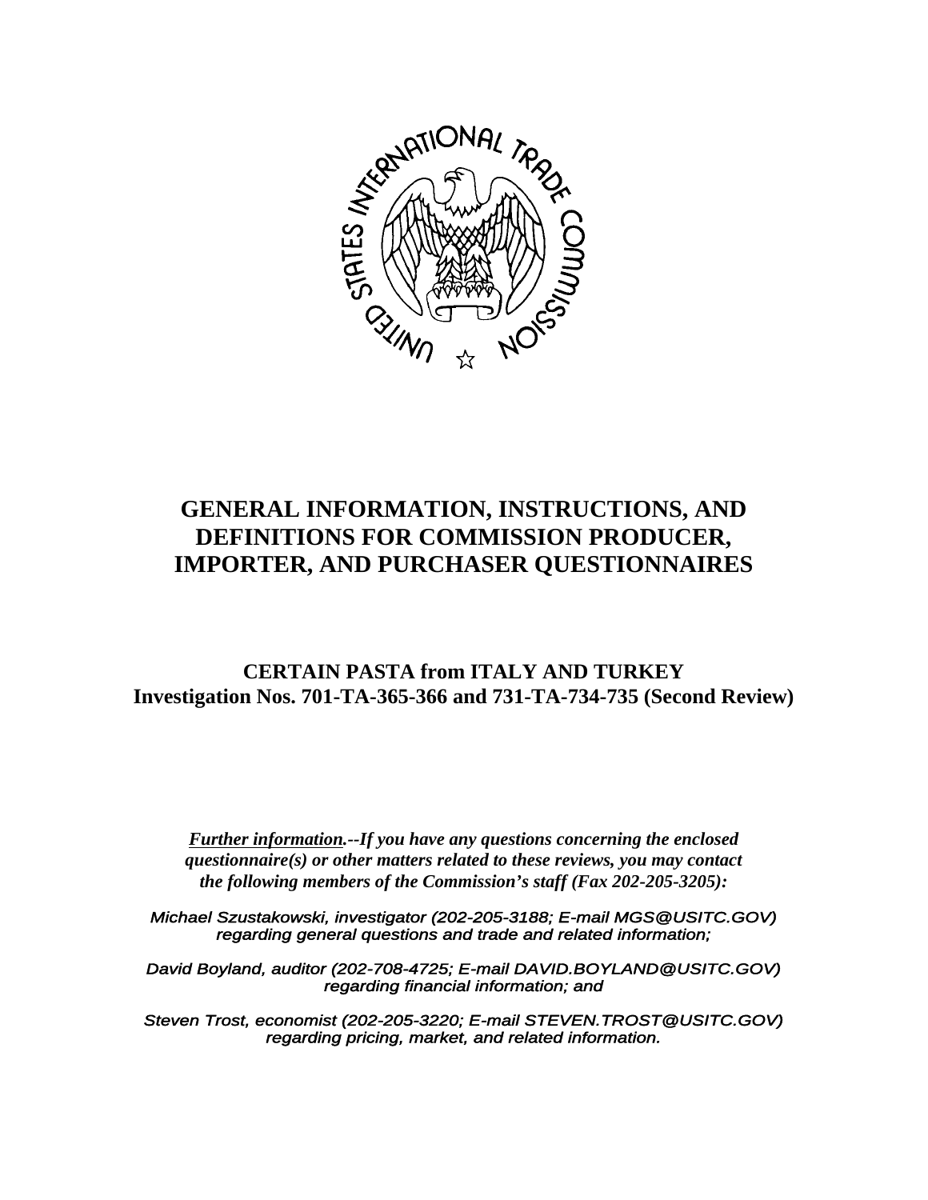# GENERAL INFORMATION, INSTRUCTIONS, AND DEFINITIONS FOR COMMISSION PRODUCER, IMPORTER, AND PURCHASER QUESTIONNAIRES

## CERTAIN PASTA from ITALY AND TURKEY
## Investigation Nos. 701-TA-365-366 and 731-TA-734-735 (Second Review)

***Further information**.--If you have any questions concerning the enclosed questionnaire(s) or other matters related to these reviews, you may contact the following members of the Commission's staff (Fax 202-205-3205):*

*Michael Szustakowski, investigator (202-205-3188; E-mail MGS@USITC.GOV) regarding general questions and trade and related information;*

*David Boyland, auditor (202-708-4725; E-mail DAVID.BOYLAND@USITC.GOV) regarding financial information; and*

*Steven Trost, economist (202-205-3220; E-mail STEVEN.TROST@USITC.GOV) regarding pricing, market, and related information.*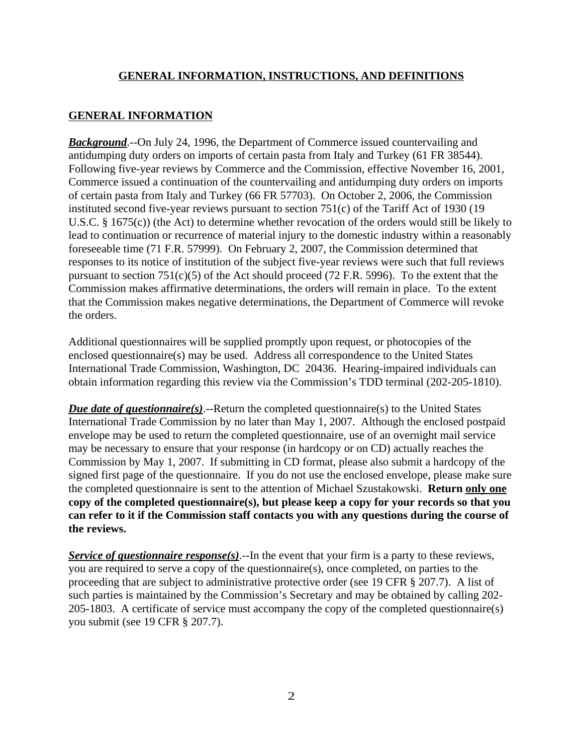# GENERAL INFORMATION, INSTRUCTIONS, AND DEFINITIONS

## GENERAL INFORMATION

***Background***.--On July 24, 1996, the Department of Commerce issued countervailing and antidumping duty orders on imports of certain pasta from Italy and Turkey (61 FR 38544). Following five-year reviews by Commerce and the Commission, effective November 16, 2001, Commerce issued a continuation of the countervailing and antidumping duty orders on imports of certain pasta from Italy and Turkey (66 FR 57703). On October 2, 2006, the Commission instituted second five-year reviews pursuant to section 751(c) of the Tariff Act of 1930 (19 U.S.C. § 1675(c)) (the Act) to determine whether revocation of the orders would still be likely to lead to continuation or recurrence of material injury to the domestic industry within a reasonably foreseeable time (71 F.R. 57999). On February 2, 2007, the Commission determined that responses to its notice of institution of the subject five-year reviews were such that full reviews pursuant to section 751(c)(5) of the Act should proceed (72 F.R. 5996). To the extent that the Commission makes affirmative determinations, the orders will remain in place. To the extent that the Commission makes negative determinations, the Department of Commerce will revoke the orders.

Additional questionnaires will be supplied promptly upon request, or photocopies of the enclosed questionnaire(s) may be used. Address all correspondence to the United States International Trade Commission, Washington, DC 20436. Hearing-impaired individuals can obtain information regarding this review via the Commission's TDD terminal (202-205-1810).

***Due date of questionnaire(s)***.--Return the completed questionnaire(s) to the United States International Trade Commission by no later than May 1, 2007. Although the enclosed postpaid envelope may be used to return the completed questionnaire, use of an overnight mail service may be necessary to ensure that your response (in hardcopy or on CD) actually reaches the Commission by May 1, 2007. If submitting in CD format, please also submit a hardcopy of the signed first page of the questionnaire. If you do not use the enclosed envelope, please make sure the completed questionnaire is sent to the attention of Michael Szustakowski. **Return only one copy of the completed questionnaire(s), but please keep a copy for your records so that you can refer to it if the Commission staff contacts you with any questions during the course of the reviews.**

***Service of questionnaire response(s)***.--In the event that your firm is a party to these reviews, you are required to serve a copy of the questionnaire(s), once completed, on parties to the proceeding that are subject to administrative protective order (see 19 CFR § 207.7). A list of such parties is maintained by the Commission's Secretary and may be obtained by calling 202-205-1803. A certificate of service must accompany the copy of the completed questionnaire(s) you submit (see 19 CFR § 207.7).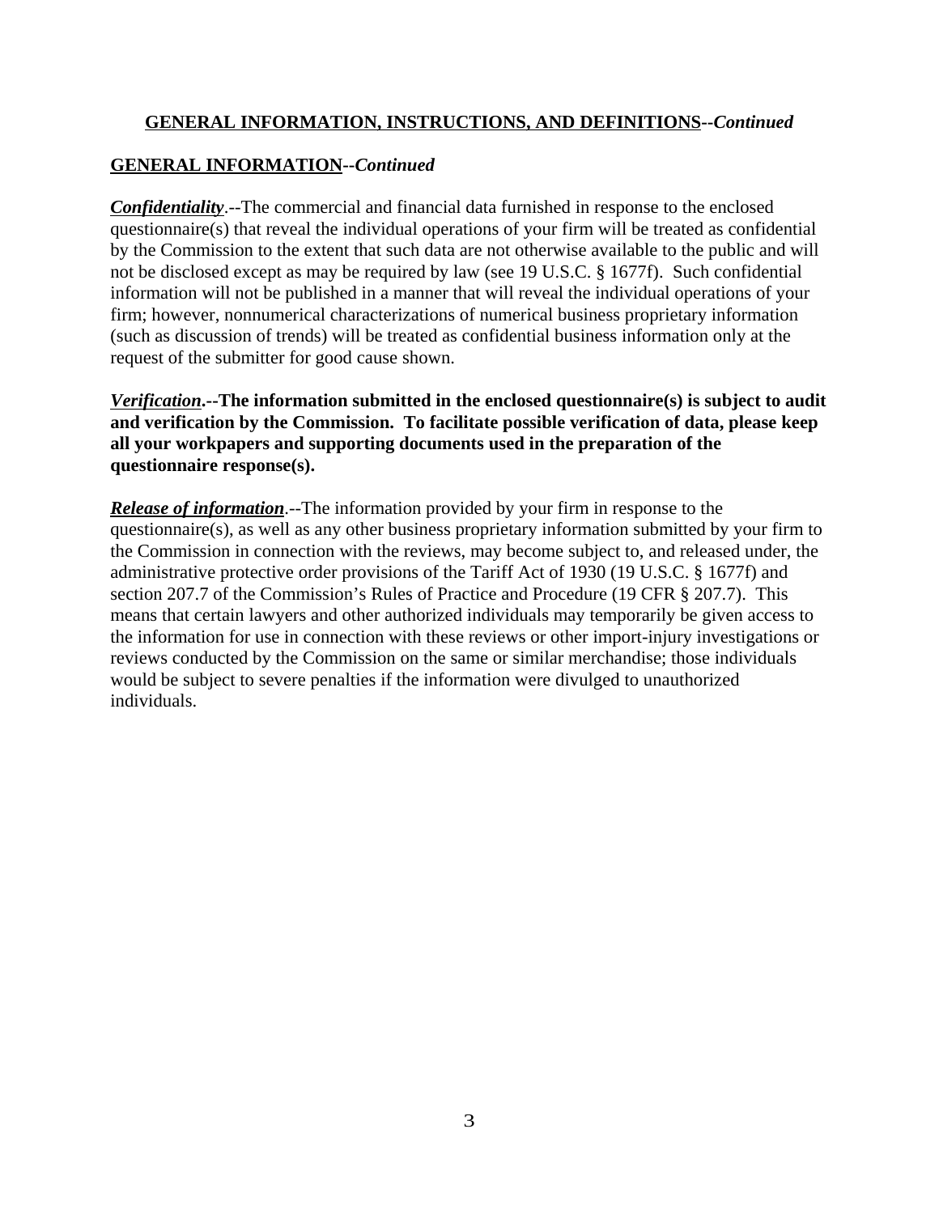## GENERAL INFORMATION, INSTRUCTIONS, AND DEFINITIONS--*Continued*

## GENERAL INFORMATION--*Continued*

***Confidentiality***.--The commercial and financial data furnished in response to the enclosed questionnaire(s) that reveal the individual operations of your firm will be treated as confidential by the Commission to the extent that such data are not otherwise available to the public and will not be disclosed except as may be required by law (see 19 U.S.C. § 1677f). Such confidential information will not be published in a manner that will reveal the individual operations of your firm; however, nonnumerical characterizations of numerical business proprietary information (such as discussion of trends) will be treated as confidential business information only at the request of the submitter for good cause shown.

***Verification*.--The information submitted in the enclosed questionnaire(s) is subject to audit and verification by the Commission. To facilitate possible verification of data, please keep all your workpapers and supporting documents used in the preparation of the questionnaire response(s).**

***Release of information***.--The information provided by your firm in response to the questionnaire(s), as well as any other business proprietary information submitted by your firm to the Commission in connection with the reviews, may become subject to, and released under, the administrative protective order provisions of the Tariff Act of 1930 (19 U.S.C. § 1677f) and section 207.7 of the Commission's Rules of Practice and Procedure (19 CFR § 207.7). This means that certain lawyers and other authorized individuals may temporarily be given access to the information for use in connection with these reviews or other import-injury investigations or reviews conducted by the Commission on the same or similar merchandise; those individuals would be subject to severe penalties if the information were divulged to unauthorized individuals.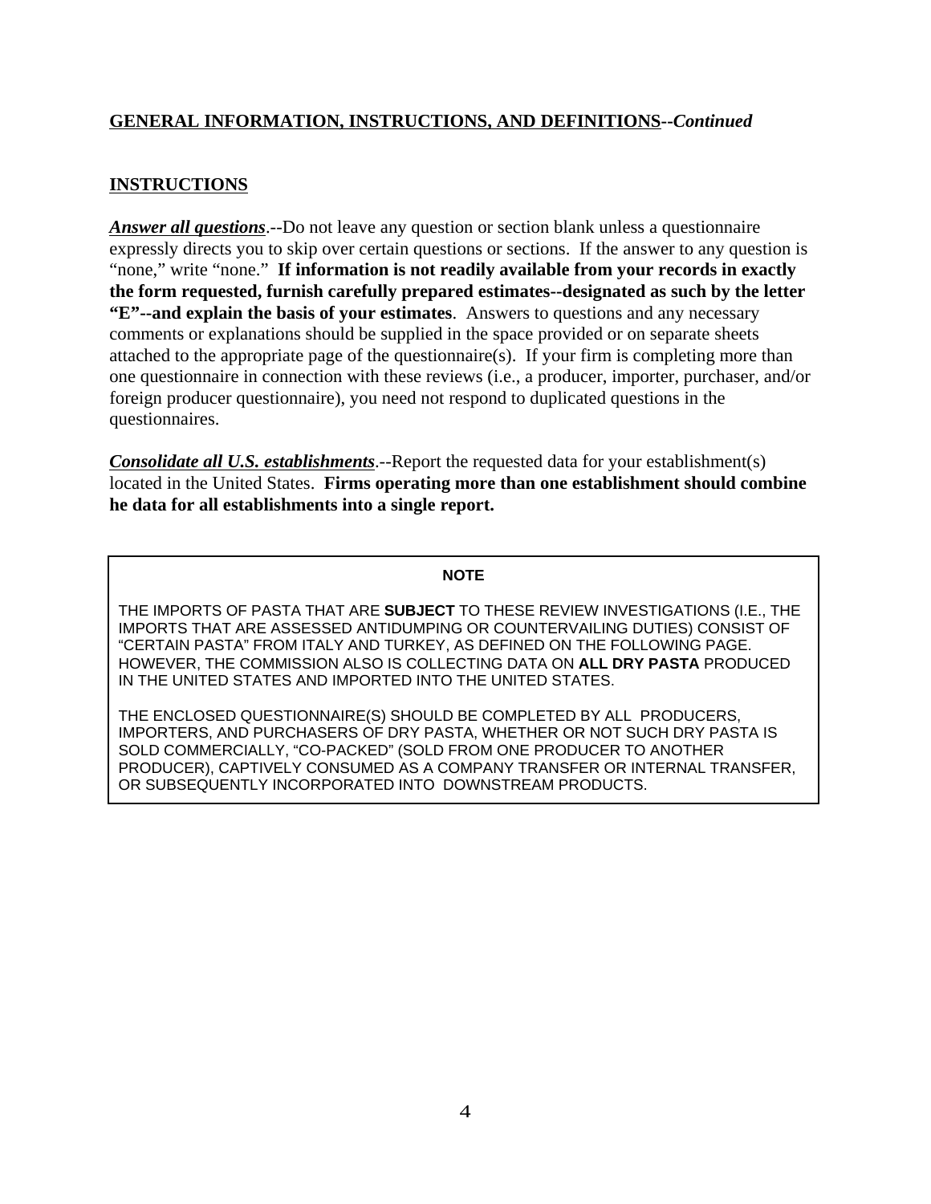**GENERAL INFORMATION, INSTRUCTIONS, AND DEFINITIONS**--*Continued*

**INSTRUCTIONS**

***Answer all questions***.--Do not leave any question or section blank unless a questionnaire expressly directs you to skip over certain questions or sections. If the answer to any question is "none," write "none." **If information is not readily available from your records in exactly the form requested, furnish carefully prepared estimates--designated as such by the letter "E"--and explain the basis of your estimates**. Answers to questions and any necessary comments or explanations should be supplied in the space provided or on separate sheets attached to the appropriate page of the questionnaire(s). If your firm is completing more than one questionnaire in connection with these reviews (i.e., a producer, importer, purchaser, and/or foreign producer questionnaire), you need not respond to duplicated questions in the questionnaires.

***Consolidate all U.S. establishments***.--Report the requested data for your establishment(s) located in the United States. **Firms operating more than one establishment should combine he data for all establishments into a single report.**

**NOTE**

THE IMPORTS OF PASTA THAT ARE **SUBJECT** TO THESE REVIEW INVESTIGATIONS (I.E., THE IMPORTS THAT ARE ASSESSED ANTIDUMPING OR COUNTERVAILING DUTIES) CONSIST OF "CERTAIN PASTA" FROM ITALY AND TURKEY, AS DEFINED ON THE FOLLOWING PAGE. HOWEVER, THE COMMISSION ALSO IS COLLECTING DATA ON **ALL DRY PASTA** PRODUCED IN THE UNITED STATES AND IMPORTED INTO THE UNITED STATES.

THE ENCLOSED QUESTIONNAIRE(S) SHOULD BE COMPLETED BY ALL PRODUCERS, IMPORTERS, AND PURCHASERS OF DRY PASTA, WHETHER OR NOT SUCH DRY PASTA IS SOLD COMMERCIALLY, "CO-PACKED" (SOLD FROM ONE PRODUCER TO ANOTHER PRODUCER), CAPTIVELY CONSUMED AS A COMPANY TRANSFER OR INTERNAL TRANSFER, OR SUBSEQUENTLY INCORPORATED INTO DOWNSTREAM PRODUCTS.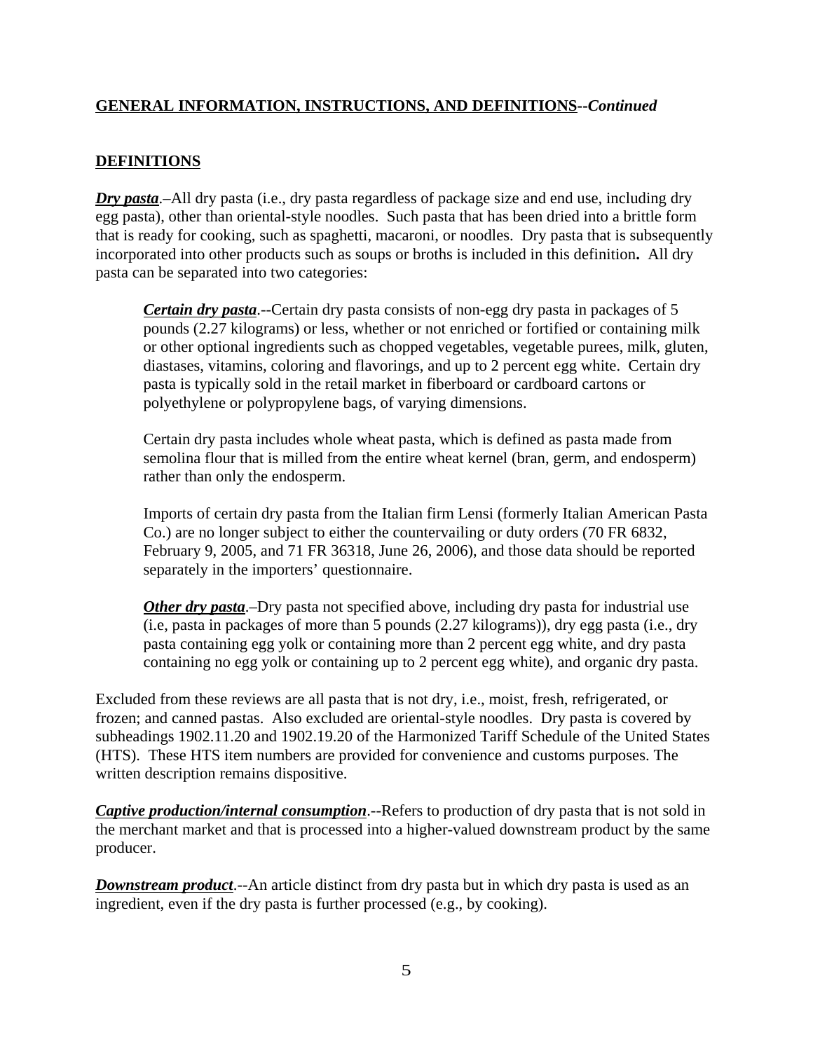**GENERAL INFORMATION, INSTRUCTIONS, AND DEFINITIONS--*Continued***

**DEFINITIONS**

***Dry pasta***.–All dry pasta (i.e., dry pasta regardless of package size and end use, including dry egg pasta), other than oriental-style noodles. Such pasta that has been dried into a brittle form that is ready for cooking, such as spaghetti, macaroni, or noodles. Dry pasta that is subsequently incorporated into other products such as soups or broths is included in this definition**.** All dry pasta can be separated into two categories:

> ***Certain dry pasta***.--Certain dry pasta consists of non-egg dry pasta in packages of 5 pounds (2.27 kilograms) or less, whether or not enriched or fortified or containing milk or other optional ingredients such as chopped vegetables, vegetable purees, milk, gluten, diastases, vitamins, coloring and flavorings, and up to 2 percent egg white. Certain dry pasta is typically sold in the retail market in fiberboard or cardboard cartons or polyethylene or polypropylene bags, of varying dimensions.
>
> Certain dry pasta includes whole wheat pasta, which is defined as pasta made from semolina flour that is milled from the entire wheat kernel (bran, germ, and endosperm) rather than only the endosperm.
>
> Imports of certain dry pasta from the Italian firm Lensi (formerly Italian American Pasta Co.) are no longer subject to either the countervailing or duty orders (70 FR 6832, February 9, 2005, and 71 FR 36318, June 26, 2006), and those data should be reported separately in the importers' questionnaire.
>
> ***Other dry pasta***.–Dry pasta not specified above, including dry pasta for industrial use (i.e, pasta in packages of more than 5 pounds (2.27 kilograms)), dry egg pasta (i.e., dry pasta containing egg yolk or containing more than 2 percent egg white, and dry pasta containing no egg yolk or containing up to 2 percent egg white), and organic dry pasta.

Excluded from these reviews are all pasta that is not dry, i.e., moist, fresh, refrigerated, or frozen; and canned pastas. Also excluded are oriental-style noodles. Dry pasta is covered by subheadings 1902.11.20 and 1902.19.20 of the Harmonized Tariff Schedule of the United States (HTS). These HTS item numbers are provided for convenience and customs purposes. The written description remains dispositive.

***Captive production/internal consumption***.--Refers to production of dry pasta that is not sold in the merchant market and that is processed into a higher-valued downstream product by the same producer.

***Downstream product***.--An article distinct from dry pasta but in which dry pasta is used as an ingredient, even if the dry pasta is further processed (e.g., by cooking).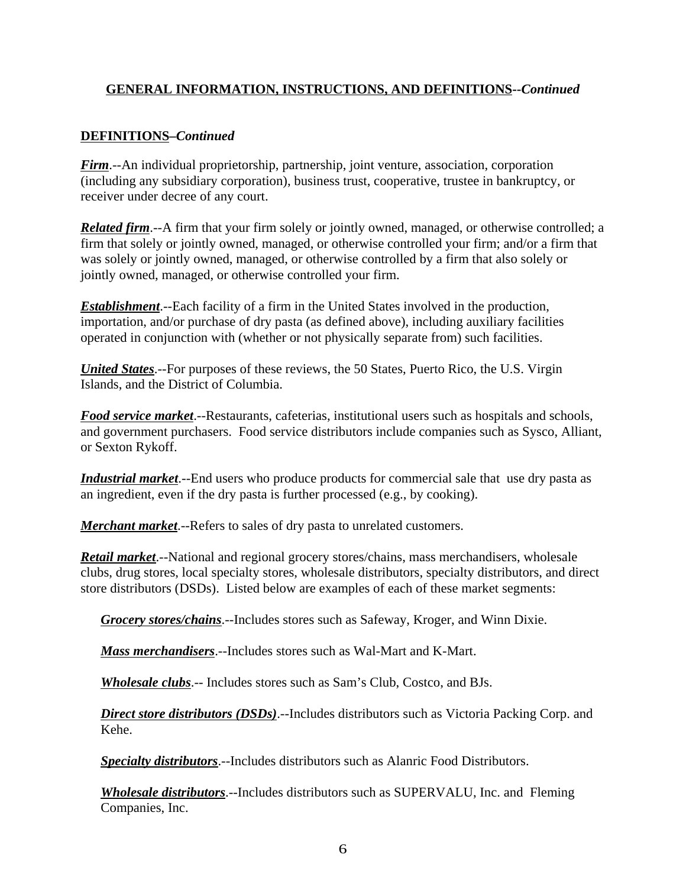## GENERAL INFORMATION, INSTRUCTIONS, AND DEFINITIONS--*Continued*

### DEFINITIONS–*Continued*

***Firm***.--An individual proprietorship, partnership, joint venture, association, corporation (including any subsidiary corporation), business trust, cooperative, trustee in bankruptcy, or receiver under decree of any court.

***Related firm***.--A firm that your firm solely or jointly owned, managed, or otherwise controlled; a firm that solely or jointly owned, managed, or otherwise controlled your firm; and/or a firm that was solely or jointly owned, managed, or otherwise controlled by a firm that also solely or jointly owned, managed, or otherwise controlled your firm.

***Establishment***.--Each facility of a firm in the United States involved in the production, importation, and/or purchase of dry pasta (as defined above), including auxiliary facilities operated in conjunction with (whether or not physically separate from) such facilities.

***United States***.--For purposes of these reviews, the 50 States, Puerto Rico, the U.S. Virgin Islands, and the District of Columbia.

***Food service market***.--Restaurants, cafeterias, institutional users such as hospitals and schools, and government purchasers. Food service distributors include companies such as Sysco, Alliant, or Sexton Rykoff.

***Industrial market***.--End users who produce products for commercial sale that use dry pasta as an ingredient, even if the dry pasta is further processed (e.g., by cooking).

***Merchant market***.--Refers to sales of dry pasta to unrelated customers.

***Retail market***.--National and regional grocery stores/chains, mass merchandisers, wholesale clubs, drug stores, local specialty stores, wholesale distributors, specialty distributors, and direct store distributors (DSDs). Listed below are examples of each of these market segments:

> ***Grocery stores/chains***.--Includes stores such as Safeway, Kroger, and Winn Dixie.
>
> ***Mass merchandisers***.--Includes stores such as Wal-Mart and K-Mart.
>
> ***Wholesale clubs***.-- Includes stores such as Sam's Club, Costco, and BJs.
>
> ***Direct store distributors (DSDs)***.--Includes distributors such as Victoria Packing Corp. and Kehe.
>
> ***Specialty distributors***.--Includes distributors such as Alanric Food Distributors.
>
> ***Wholesale distributors***.--Includes distributors such as SUPERVALU, Inc. and Fleming Companies, Inc.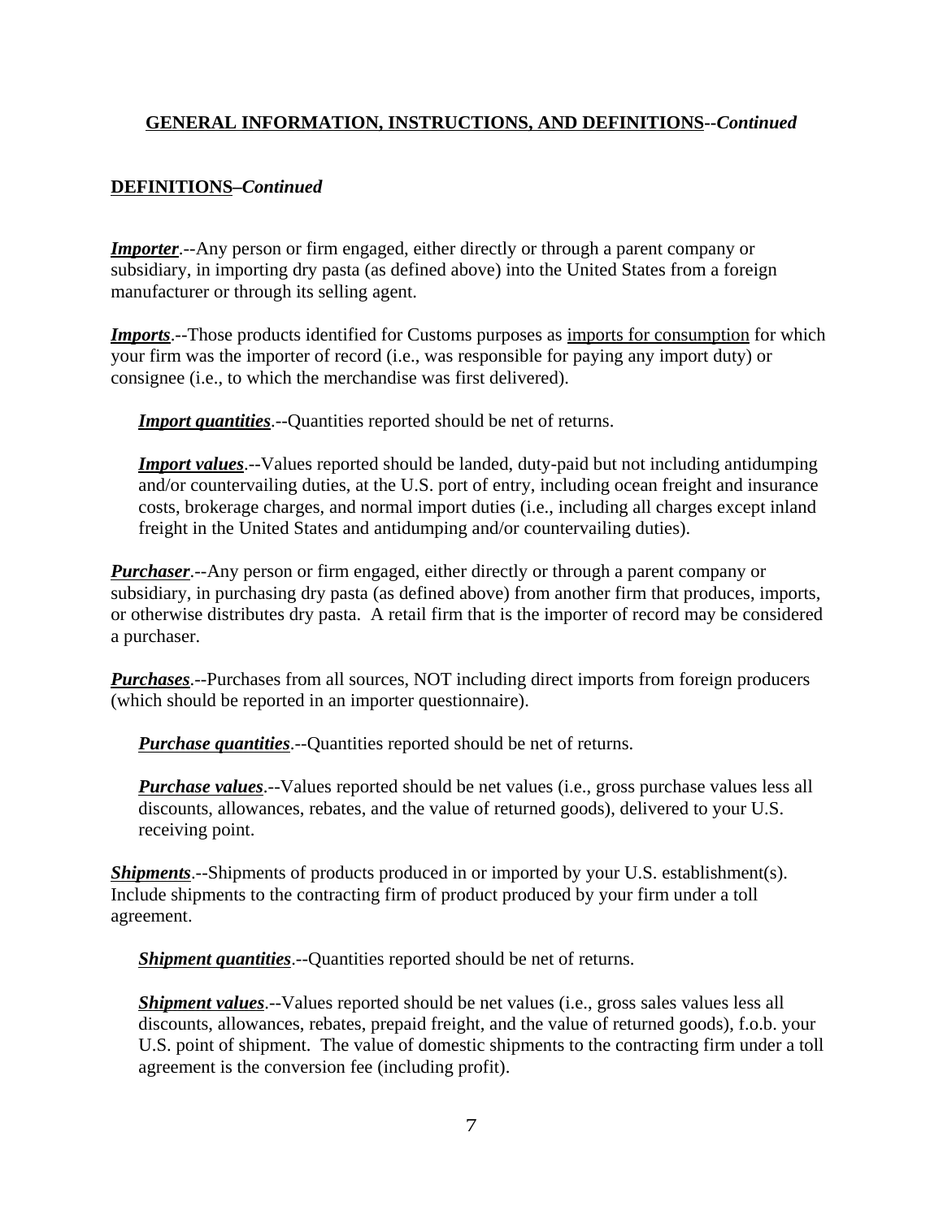## <u>GENERAL INFORMATION, INSTRUCTIONS, AND DEFINITIONS</u>--*Continued*

### <u>DEFINITIONS</u>–*Continued*

***<u>Importer</u>***.--Any person or firm engaged, either directly or through a parent company or subsidiary, in importing dry pasta (as defined above) into the United States from a foreign manufacturer or through its selling agent.

***<u>Imports</u>***.--Those products identified for Customs purposes as <u>imports for consumption</u> for which your firm was the importer of record (i.e., was responsible for paying any import duty) or consignee (i.e., to which the merchandise was first delivered).

> ***<u>Import quantities</u>***.--Quantities reported should be net of returns.
>
> ***<u>Import values</u>***.--Values reported should be landed, duty-paid but not including antidumping and/or countervailing duties, at the U.S. port of entry, including ocean freight and insurance costs, brokerage charges, and normal import duties (i.e., including all charges except inland freight in the United States and antidumping and/or countervailing duties).

***<u>Purchaser</u>***.--Any person or firm engaged, either directly or through a parent company or subsidiary, in purchasing dry pasta (as defined above) from another firm that produces, imports, or otherwise distributes dry pasta. A retail firm that is the importer of record may be considered a purchaser.

***<u>Purchases</u>***.--Purchases from all sources, NOT including direct imports from foreign producers (which should be reported in an importer questionnaire).

> ***<u>Purchase quantities</u>***.--Quantities reported should be net of returns.
>
> ***<u>Purchase values</u>***.--Values reported should be net values (i.e., gross purchase values less all discounts, allowances, rebates, and the value of returned goods), delivered to your U.S. receiving point.

***<u>Shipments</u>***.--Shipments of products produced in or imported by your U.S. establishment(s). Include shipments to the contracting firm of product produced by your firm under a toll agreement.

> ***<u>Shipment quantities</u>***.--Quantities reported should be net of returns.
>
> ***<u>Shipment values</u>***.--Values reported should be net values (i.e., gross sales values less all discounts, allowances, rebates, prepaid freight, and the value of returned goods), f.o.b. your U.S. point of shipment. The value of domestic shipments to the contracting firm under a toll agreement is the conversion fee (including profit).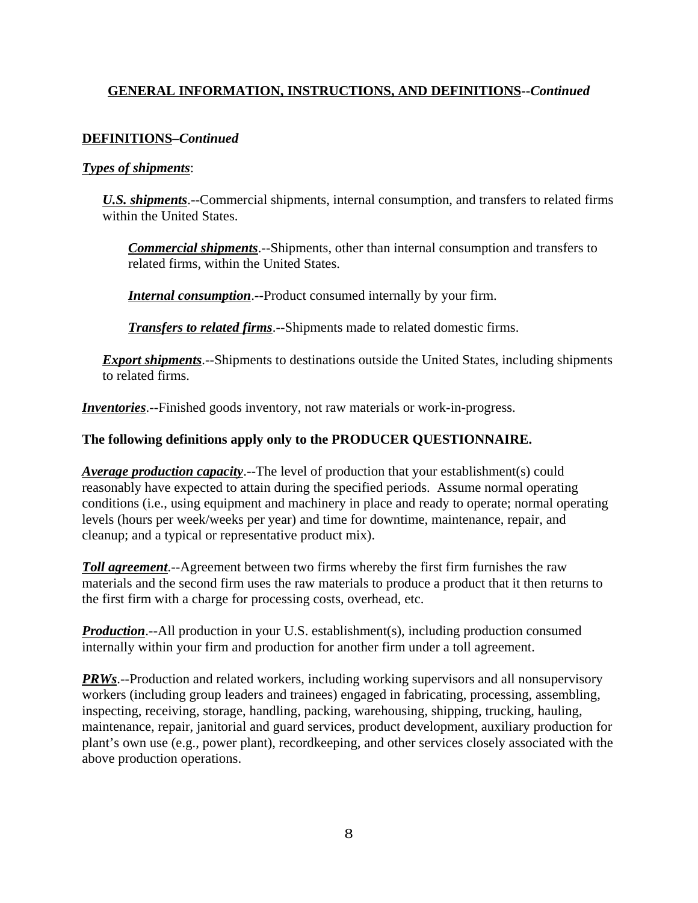## GENERAL INFORMATION, INSTRUCTIONS, AND DEFINITIONS--*Continued*

### DEFINITIONS–*Continued*

***Types of shipments***:

> ***U.S. shipments***.--Commercial shipments, internal consumption, and transfers to related firms within the United States.
>
> > ***Commercial shipments***.--Shipments, other than internal consumption and transfers to related firms, within the United States.
> >
> > ***Internal consumption***.--Product consumed internally by your firm.
> >
> > ***Transfers to related firms***.--Shipments made to related domestic firms.
>
> ***Export shipments***.--Shipments to destinations outside the United States, including shipments to related firms.

***Inventories***.--Finished goods inventory, not raw materials or work-in-progress.

**The following definitions apply only to the PRODUCER QUESTIONNAIRE.**

***Average production capacity***.--The level of production that your establishment(s) could reasonably have expected to attain during the specified periods. Assume normal operating conditions (i.e., using equipment and machinery in place and ready to operate; normal operating levels (hours per week/weeks per year) and time for downtime, maintenance, repair, and cleanup; and a typical or representative product mix).

***Toll agreement***.--Agreement between two firms whereby the first firm furnishes the raw materials and the second firm uses the raw materials to produce a product that it then returns to the first firm with a charge for processing costs, overhead, etc.

***Production***.--All production in your U.S. establishment(s), including production consumed internally within your firm and production for another firm under a toll agreement.

***PRWs***.--Production and related workers, including working supervisors and all nonsupervisory workers (including group leaders and trainees) engaged in fabricating, processing, assembling, inspecting, receiving, storage, handling, packing, warehousing, shipping, trucking, hauling, maintenance, repair, janitorial and guard services, product development, auxiliary production for plant's own use (e.g., power plant), recordkeeping, and other services closely associated with the above production operations.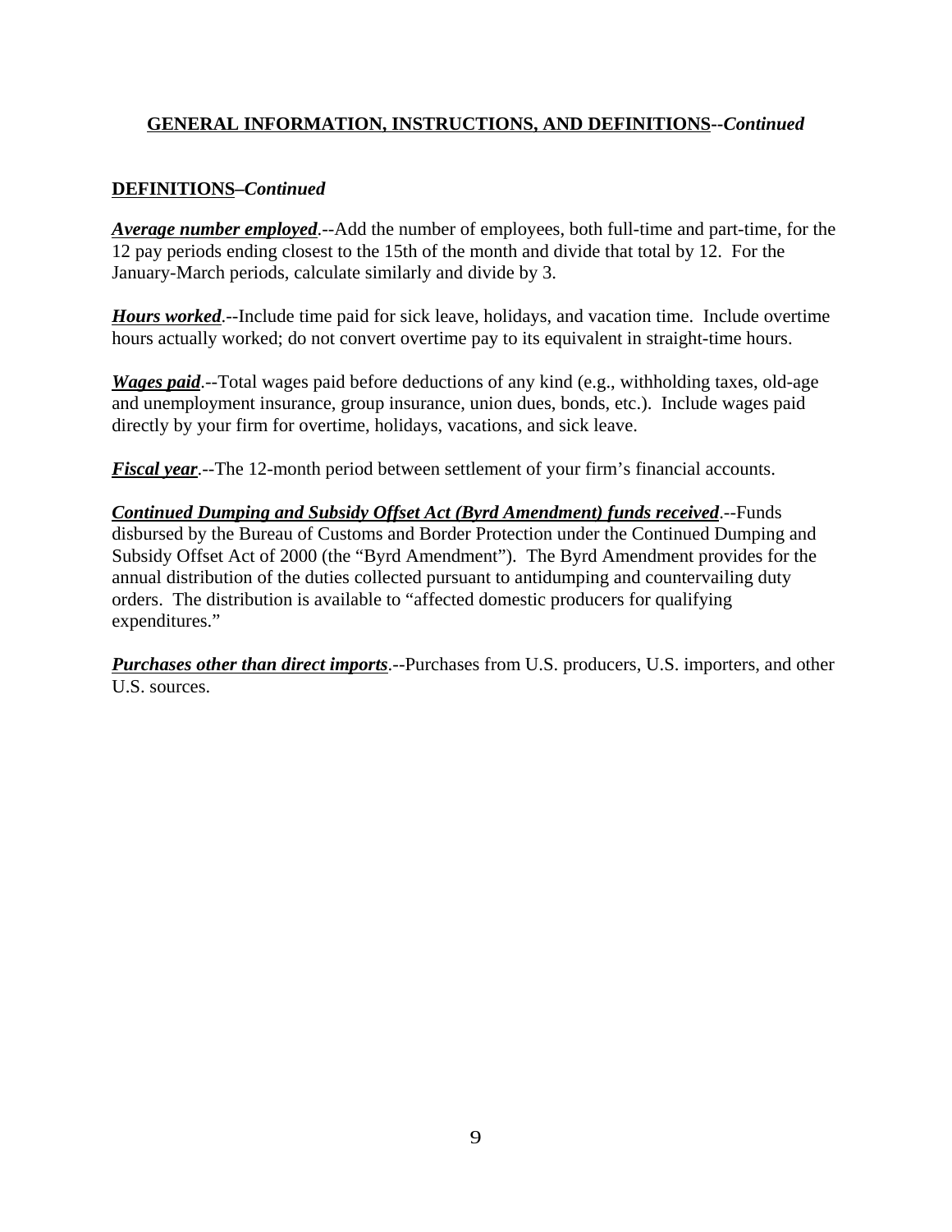## **GENERAL INFORMATION, INSTRUCTIONS, AND DEFINITIONS**--*Continued*

### **DEFINITIONS**–*Continued*

***Average number employed***.--Add the number of employees, both full-time and part-time, for the 12 pay periods ending closest to the 15th of the month and divide that total by 12. For the January-March periods, calculate similarly and divide by 3.

***Hours worked***.--Include time paid for sick leave, holidays, and vacation time. Include overtime hours actually worked; do not convert overtime pay to its equivalent in straight-time hours.

***Wages paid***.--Total wages paid before deductions of any kind (e.g., withholding taxes, old-age and unemployment insurance, group insurance, union dues, bonds, etc.). Include wages paid directly by your firm for overtime, holidays, vacations, and sick leave.

***Fiscal year***.--The 12-month period between settlement of your firm's financial accounts.

***Continued Dumping and Subsidy Offset Act (Byrd Amendment) funds received***.--Funds disbursed by the Bureau of Customs and Border Protection under the Continued Dumping and Subsidy Offset Act of 2000 (the "Byrd Amendment"). The Byrd Amendment provides for the annual distribution of the duties collected pursuant to antidumping and countervailing duty orders. The distribution is available to "affected domestic producers for qualifying expenditures."

***Purchases other than direct imports***.--Purchases from U.S. producers, U.S. importers, and other U.S. sources.